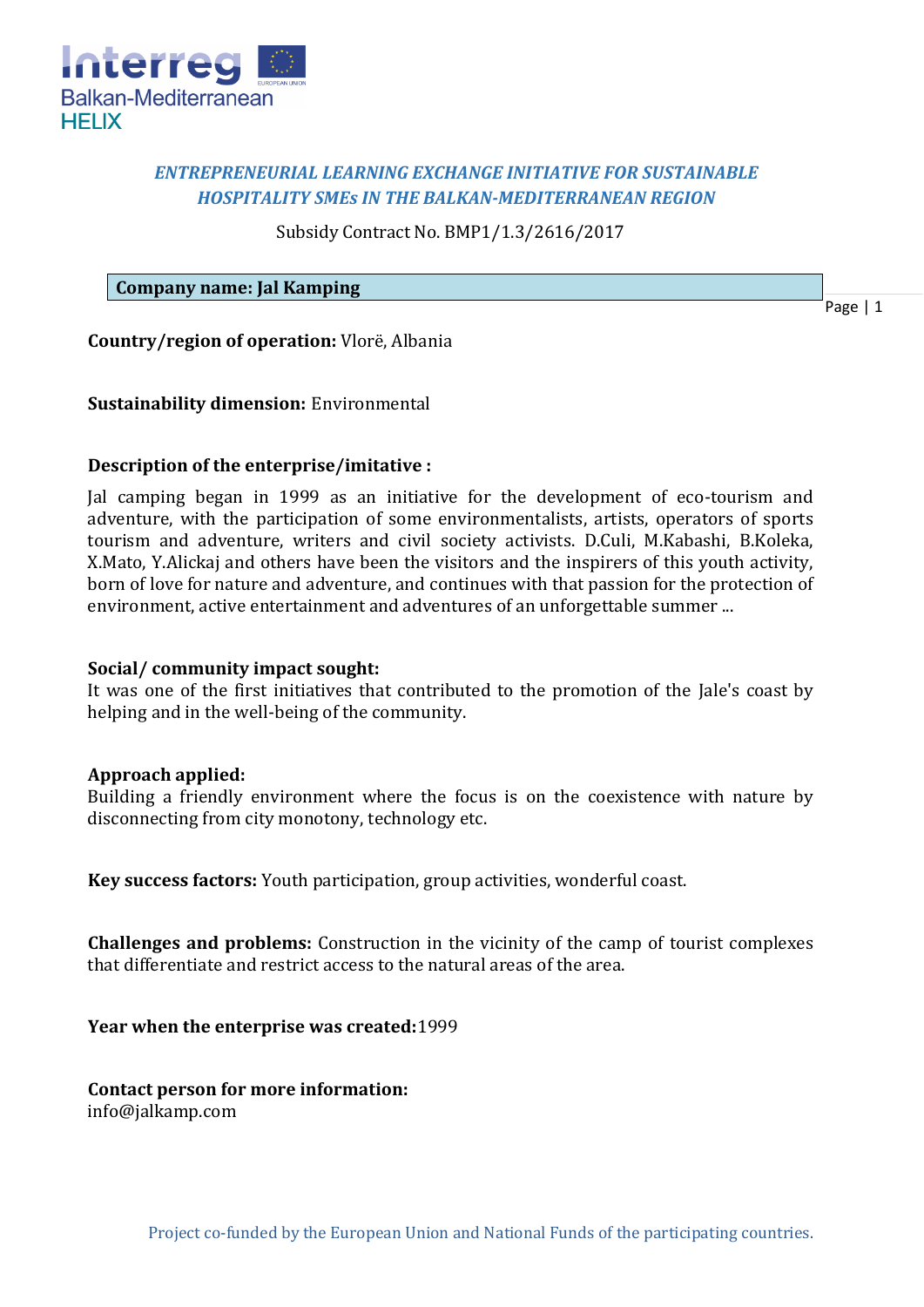***ENTREPRENEURIAL LEARNING EXCHANGE INITIATIVE FOR SUSTAINABLE HOSPITALITY SMEs IN THE BALKAN-MEDITERRANEAN REGION***

Subsidy Contract No. BMP1/1.3/2616/2017

**Company name: Jal Kamping**

**Country/region of operation:** Vlorë, Albania

**Sustainability dimension:** Environmental

**Description of the enterprise/imitative :**

Jal camping began in 1999 as an initiative for the development of eco-tourism and adventure, with the participation of some environmentalists, artists, operators of sports tourism and adventure, writers and civil society activists. D.Culi, M.Kabashi, B.Koleka, X.Mato, Y.Alickaj and others have been the visitors and the inspirers of this youth activity, born of love for nature and adventure, and continues with that passion for the protection of environment, active entertainment and adventures of an unforgettable summer ...

**Social/ community impact sought:**
It was one of the first initiatives that contributed to the promotion of the Jale's coast by helping and in the well-being of the community.

**Approach applied:**
Building a friendly environment where the focus is on the coexistence with nature by disconnecting from city monotony, technology etc.

**Key success factors:** Youth participation, group activities, wonderful coast.

**Challenges and problems:** Construction in the vicinity of the camp of tourist complexes that differentiate and restrict access to the natural areas of the area.

**Year when the enterprise was created:**1999

**Contact person for more information:**
info@jalkamp.com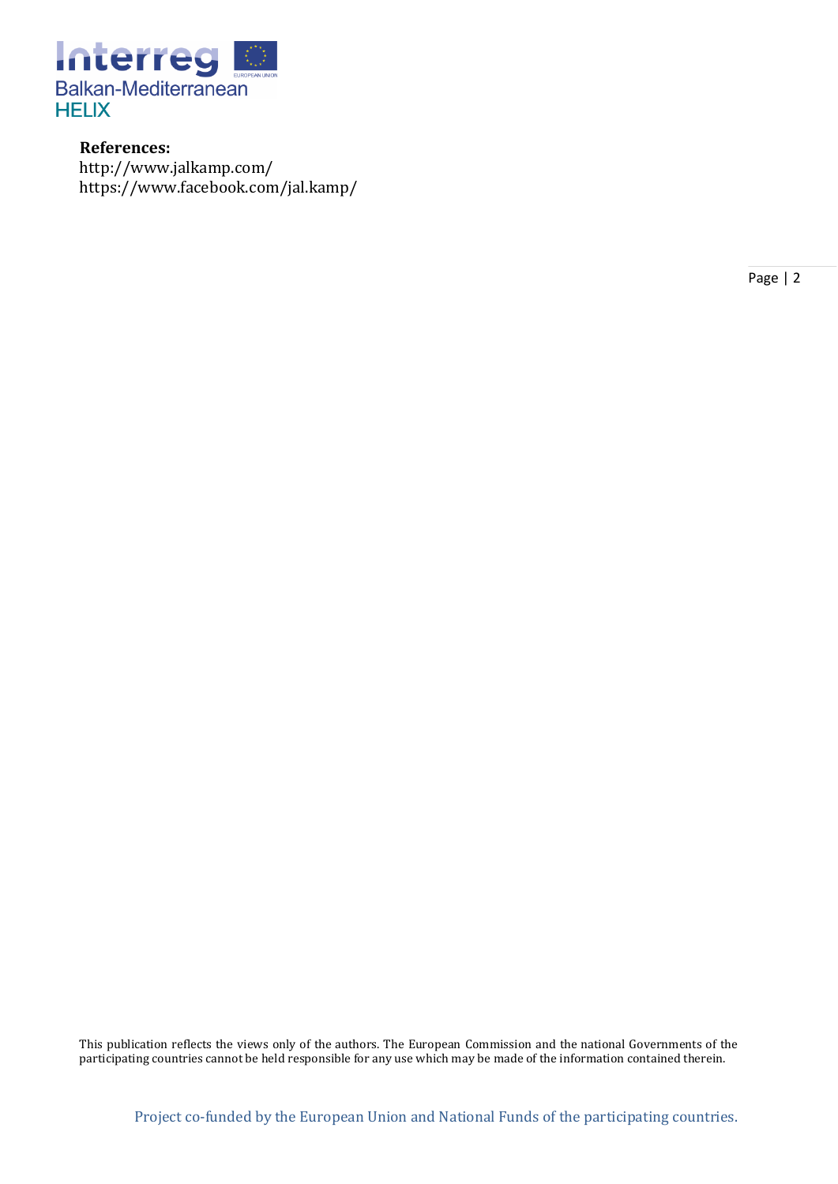**References:**

http://www.jalkamp.com/

https://www.facebook.com/jal.kamp/

This publication reflects the views only of the authors. The European Commission and the national Governments of the participating countries cannot be held responsible for any use which may be made of the information contained therein.

Project co-funded by the European Union and National Funds of the participating countries.